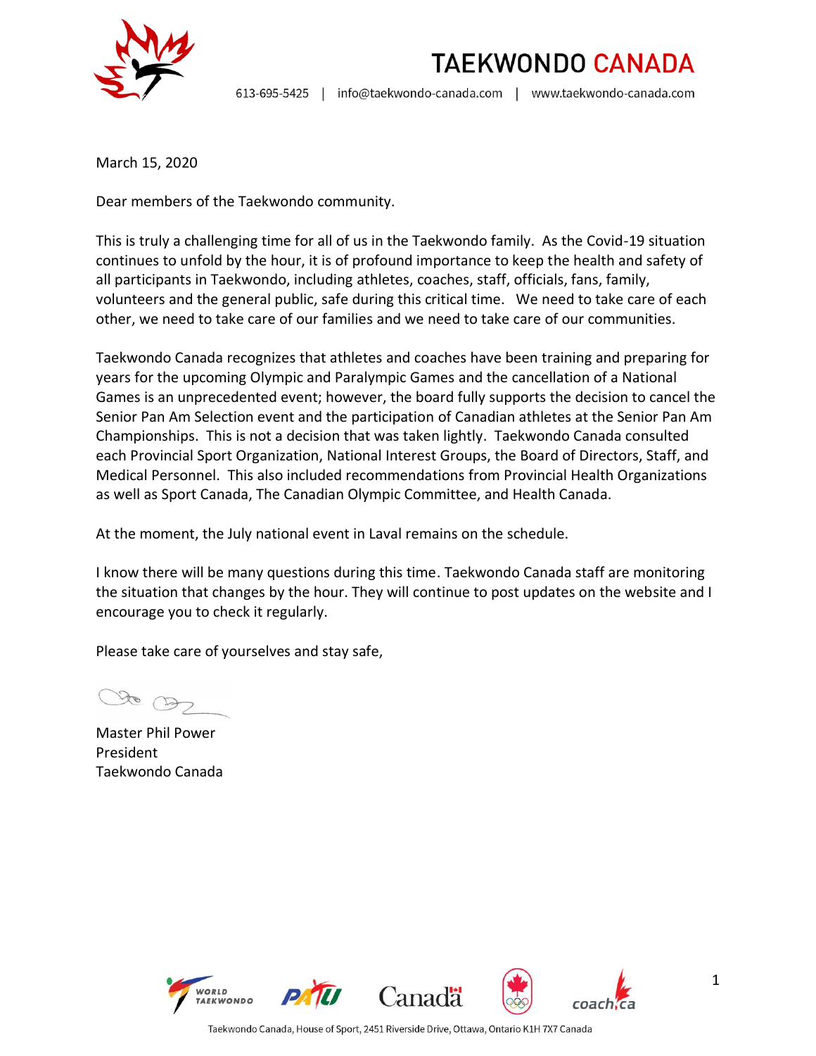# TAEKWONDO CANADA

613-695-5425 | info@taekwondo-canada.com | www.taekwondo-canada.com

March 15, 2020

Dear members of the Taekwondo community.

This is truly a challenging time for all of us in the Taekwondo family. As the Covid-19 situation continues to unfold by the hour, it is of profound importance to keep the health and safety of all participants in Taekwondo, including athletes, coaches, staff, officials, fans, family, volunteers and the general public, safe during this critical time. We need to take care of each other, we need to take care of our families and we need to take care of our communities.

Taekwondo Canada recognizes that athletes and coaches have been training and preparing for years for the upcoming Olympic and Paralympic Games and the cancellation of a National Games is an unprecedented event; however, the board fully supports the decision to cancel the Senior Pan Am Selection event and the participation of Canadian athletes at the Senior Pan Am Championships. This is not a decision that was taken lightly. Taekwondo Canada consulted each Provincial Sport Organization, National Interest Groups, the Board of Directors, Staff, and Medical Personnel. This also included recommendations from Provincial Health Organizations as well as Sport Canada, The Canadian Olympic Committee, and Health Canada.

At the moment, the July national event in Laval remains on the schedule.

I know there will be many questions during this time. Taekwondo Canada staff are monitoring the situation that changes by the hour. They will continue to post updates on the website and I encourage you to check it regularly.

Please take care of yourselves and stay safe,

Master Phil Power
President
Taekwondo Canada

Taekwondo Canada, House of Sport, 2451 Riverside Drive, Ottawa, Ontario K1H 7X7 Canada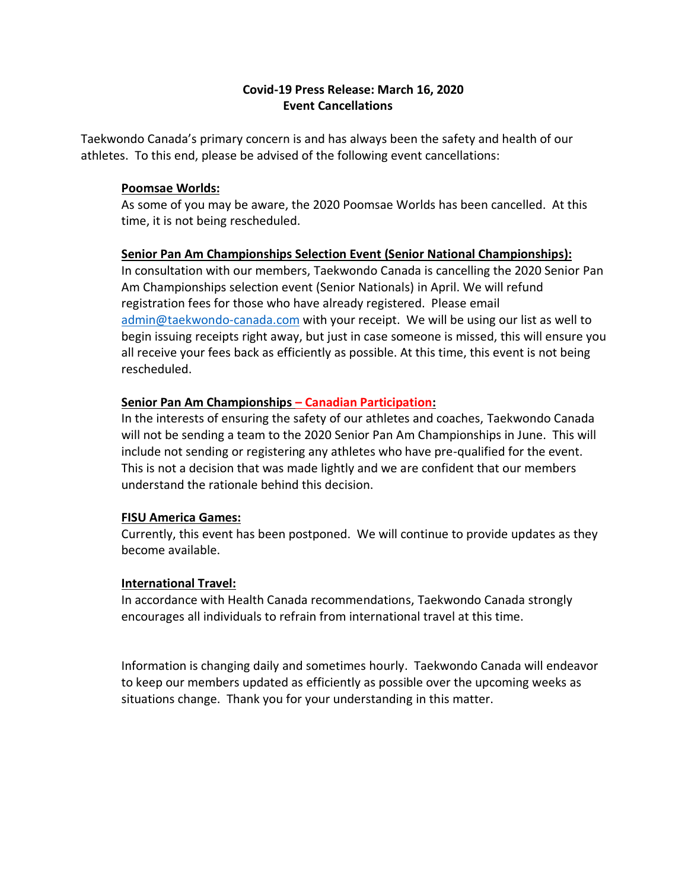**Covid-19 Press Release: March 16, 2020**
**Event Cancellations**

Taekwondo Canada's primary concern is and has always been the safety and health of our athletes. To this end, please be advised of the following event cancellations:

**Poomsae Worlds:**

As some of you may be aware, the 2020 Poomsae Worlds has been cancelled. At this time, it is not being rescheduled.

**Senior Pan Am Championships Selection Event (Senior National Championships):**

In consultation with our members, Taekwondo Canada is cancelling the 2020 Senior Pan Am Championships selection event (Senior Nationals) in April. We will refund registration fees for those who have already registered. Please email admin@taekwondo-canada.com with your receipt. We will be using our list as well to begin issuing receipts right away, but just in case someone is missed, this will ensure you all receive your fees back as efficiently as possible. At this time, this event is not being rescheduled.

**Senior Pan Am Championships – Canadian Participation:**

In the interests of ensuring the safety of our athletes and coaches, Taekwondo Canada will not be sending a team to the 2020 Senior Pan Am Championships in June. This will include not sending or registering any athletes who have pre-qualified for the event. This is not a decision that was made lightly and we are confident that our members understand the rationale behind this decision.

**FISU America Games:**

Currently, this event has been postponed. We will continue to provide updates as they become available.

**International Travel:**

In accordance with Health Canada recommendations, Taekwondo Canada strongly encourages all individuals to refrain from international travel at this time.

Information is changing daily and sometimes hourly. Taekwondo Canada will endeavor to keep our members updated as efficiently as possible over the upcoming weeks as situations change. Thank you for your understanding in this matter.